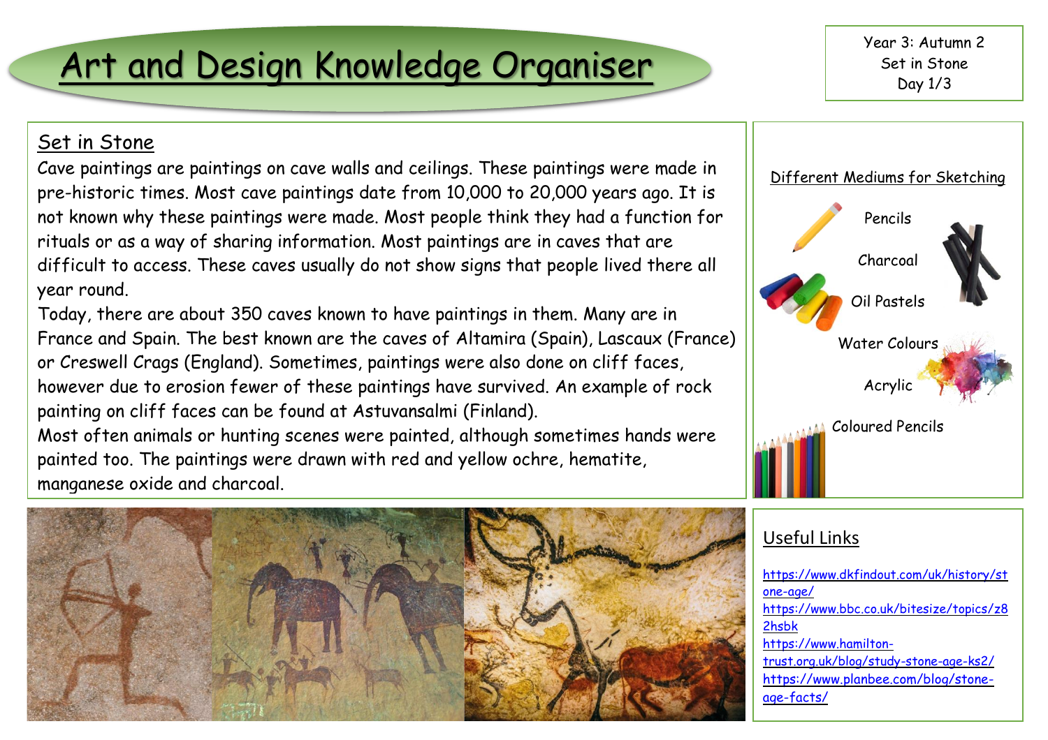# Art and Design Knowledge Organiser

Year 3: Autumn 2
Set in Stone
Day 1/3

## Set in Stone

Cave paintings are paintings on cave walls and ceilings. These paintings were made in pre-historic times. Most cave paintings date from 10,000 to 20,000 years ago. It is not known why these paintings were made. Most people think they had a function for rituals or as a way of sharing information. Most paintings are in caves that are difficult to access. These caves usually do not show signs that people lived there all year round.

Today, there are about 350 caves known to have paintings in them. Many are in France and Spain. The best known are the caves of Altamira (Spain), Lascaux (France) or Creswell Crags (England). Sometimes, paintings were also done on cliff faces, however due to erosion fewer of these paintings have survived. An example of rock painting on cliff faces can be found at Astuvansalmi (Finland).

Most often animals or hunting scenes were painted, although sometimes hands were painted too. The paintings were drawn with red and yellow ochre, hematite, manganese oxide and charcoal.

## Different Mediums for Sketching

- Pencils
- Charcoal
- Oil Pastels
- Water Colours
- Acrylic
- Coloured Pencils

## Useful Links

- https://www.dkfindout.com/uk/history/stone-age/
- https://www.bbc.co.uk/bitesize/topics/z82hsbk
- https://www.hamilton-trust.org.uk/blog/study-stone-age-ks2/
- https://www.planbee.com/blog/stone-age-facts/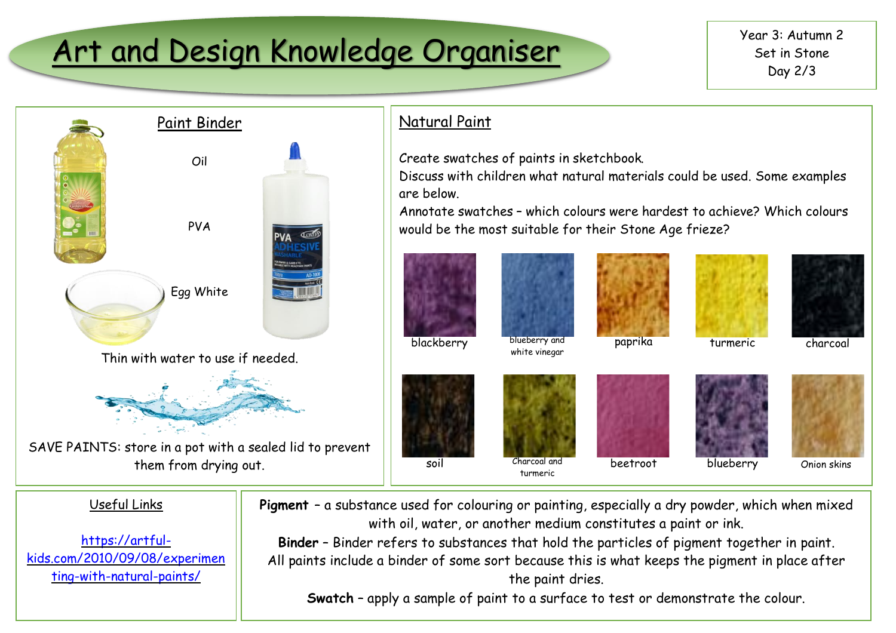# Art and Design Knowledge Organiser

Year 3: Autumn 2
Set in Stone
Day 2/3

## Paint Binder

Oil

PVA

Egg White

Thin with water to use if needed.

SAVE PAINTS: store in a pot with a sealed lid to prevent them from drying out.

## Natural Paint

Create swatches of paints in sketchbook.
Discuss with children what natural materials could be used. Some examples are below.
Annotate swatches – which colours were hardest to achieve? Which colours would be the most suitable for their Stone Age frieze?

blackberry | blueberry and white vinegar | paprika | turmeric | charcoal

soil | Charcoal and turmeric | beetroot | blueberry | Onion skins

## Useful Links

https://artful-kids.com/2010/09/08/experimenting-with-natural-paints/

**Pigment** – a substance used for colouring or painting, especially a dry powder, which when mixed with oil, water, or another medium constitutes a paint or ink.

**Binder** – Binder refers to substances that hold the particles of pigment together in paint. All paints include a binder of some sort because this is what keeps the pigment in place after the paint dries.

**Swatch** – apply a sample of paint to a surface to test or demonstrate the colour.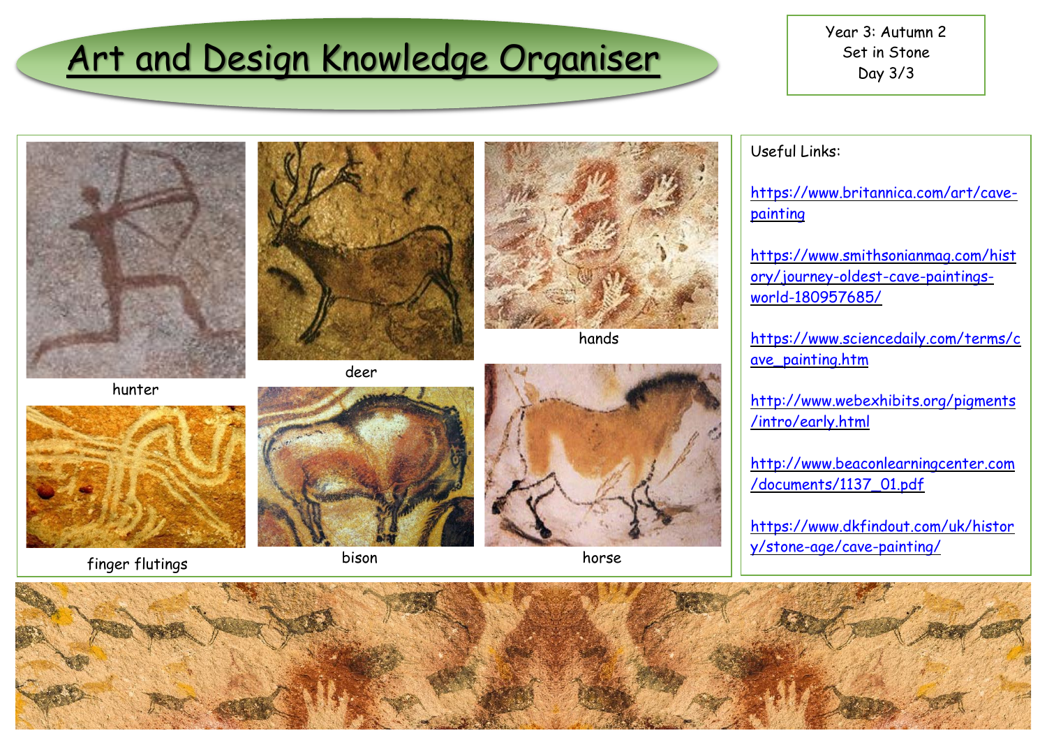# Art and Design Knowledge Organiser

Year 3: Autumn 2
Set in Stone
Day 3/3

hunter

deer

hands

finger flutings

bison

horse

Useful Links:

https://www.britannica.com/art/cave-painting

https://www.smithsonianmag.com/history/journey-oldest-cave-paintings-world-180957685/

https://www.sciencedaily.com/terms/cave_painting.htm

http://www.webexhibits.org/pigments/intro/early.html

http://www.beaconlearningcenter.com/documents/1137_01.pdf

https://www.dkfindout.com/uk/history/stone-age/cave-painting/